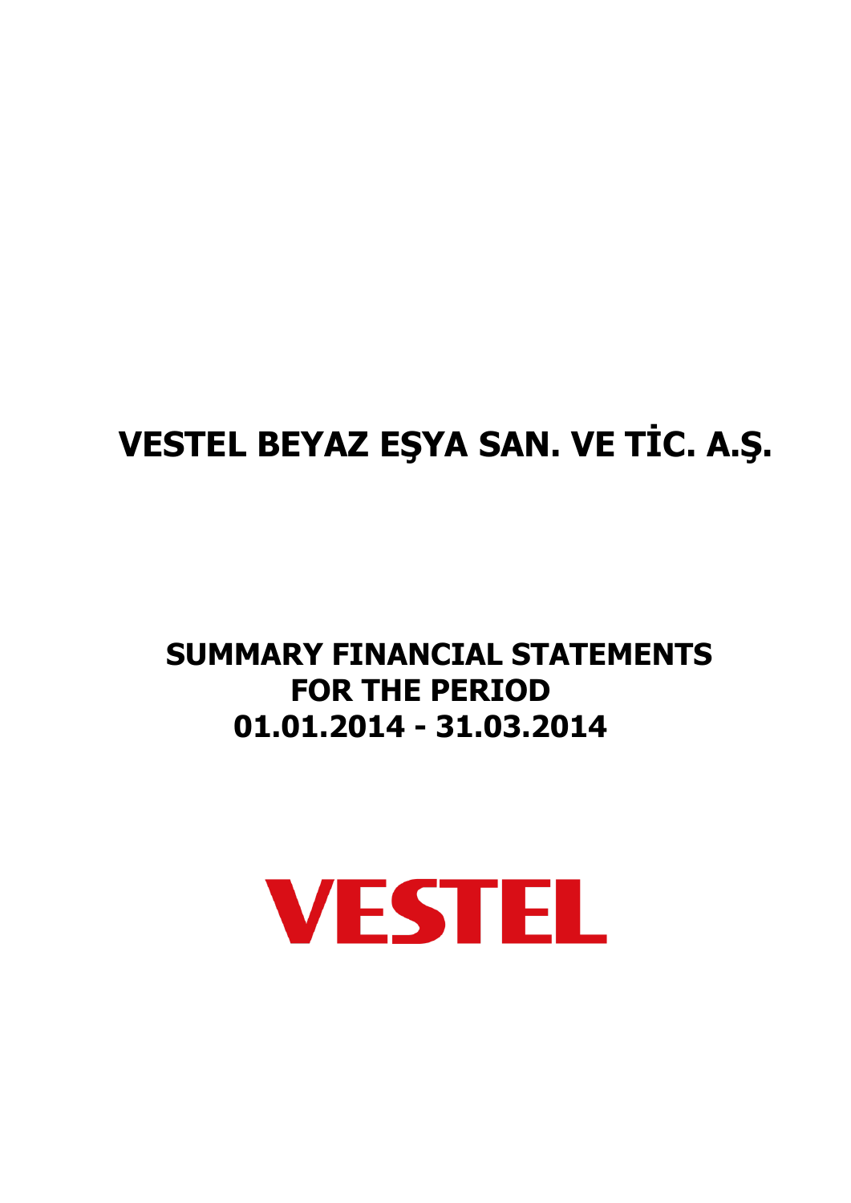# VESTEL BEYAZ EŞYA SAN. VE TİC. A.Ş.

## SUMMARY FINANCIAL STATEMENTS FOR THE PERIOD 01.01.2014 - 31.03.2014

VESTEL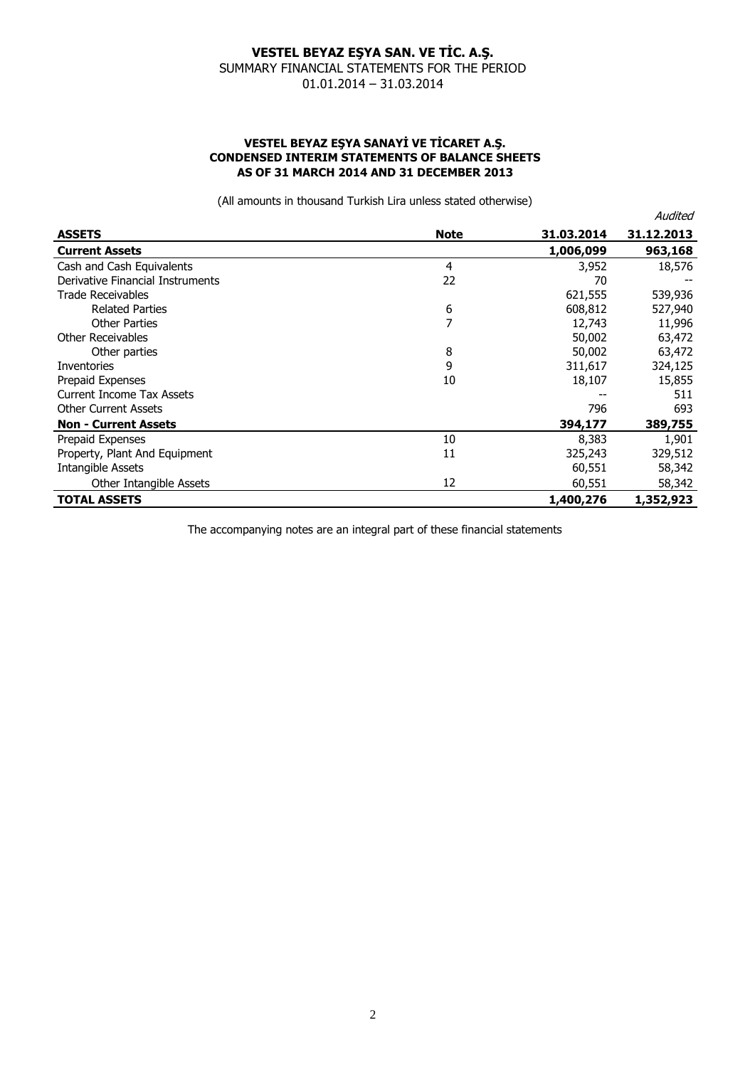# VESTEL BEYAZ EŞYA SAN. VE TİC. A.Ş.

SUMMARY FINANCIAL STATEMENTS FOR THE PERIOD
01.01.2014 – 31.03.2014

## VESTEL BEYAZ EŞYA SANAYİ VE TİCARET A.Ş.
## CONDENSED INTERIM STATEMENTS OF BALANCE SHEETS
## AS OF 31 MARCH 2014 AND 31 DECEMBER 2013

(All amounts in thousand Turkish Lira unless stated otherwise)

| **ASSETS** | **Note** | **31.03.2014** | *Audited* **31.12.2013** |
|---|---|---|---|
| **Current Assets** | | **1,006,099** | **963,168** |
| Cash and Cash Equivalents | 4 | 3,952 | 18,576 |
| Derivative Financial Instruments | 22 | 70 | -- |
| Trade Receivables | | 621,555 | 539,936 |
| Related Parties | 6 | 608,812 | 527,940 |
| Other Parties | 7 | 12,743 | 11,996 |
| Other Receivables | | 50,002 | 63,472 |
| Other parties | 8 | 50,002 | 63,472 |
| Inventories | 9 | 311,617 | 324,125 |
| Prepaid Expenses | 10 | 18,107 | 15,855 |
| Current Income Tax Assets | | -- | 511 |
| Other Current Assets | | 796 | 693 |
| **Non - Current Assets** | | **394,177** | **389,755** |
| Prepaid Expenses | 10 | 8,383 | 1,901 |
| Property, Plant And Equipment | 11 | 325,243 | 329,512 |
| Intangible Assets | | 60,551 | 58,342 |
| Other Intangible Assets | 12 | 60,551 | 58,342 |
| **TOTAL ASSETS** | | **1,400,276** | **1,352,923** |

The accompanying notes are an integral part of these financial statements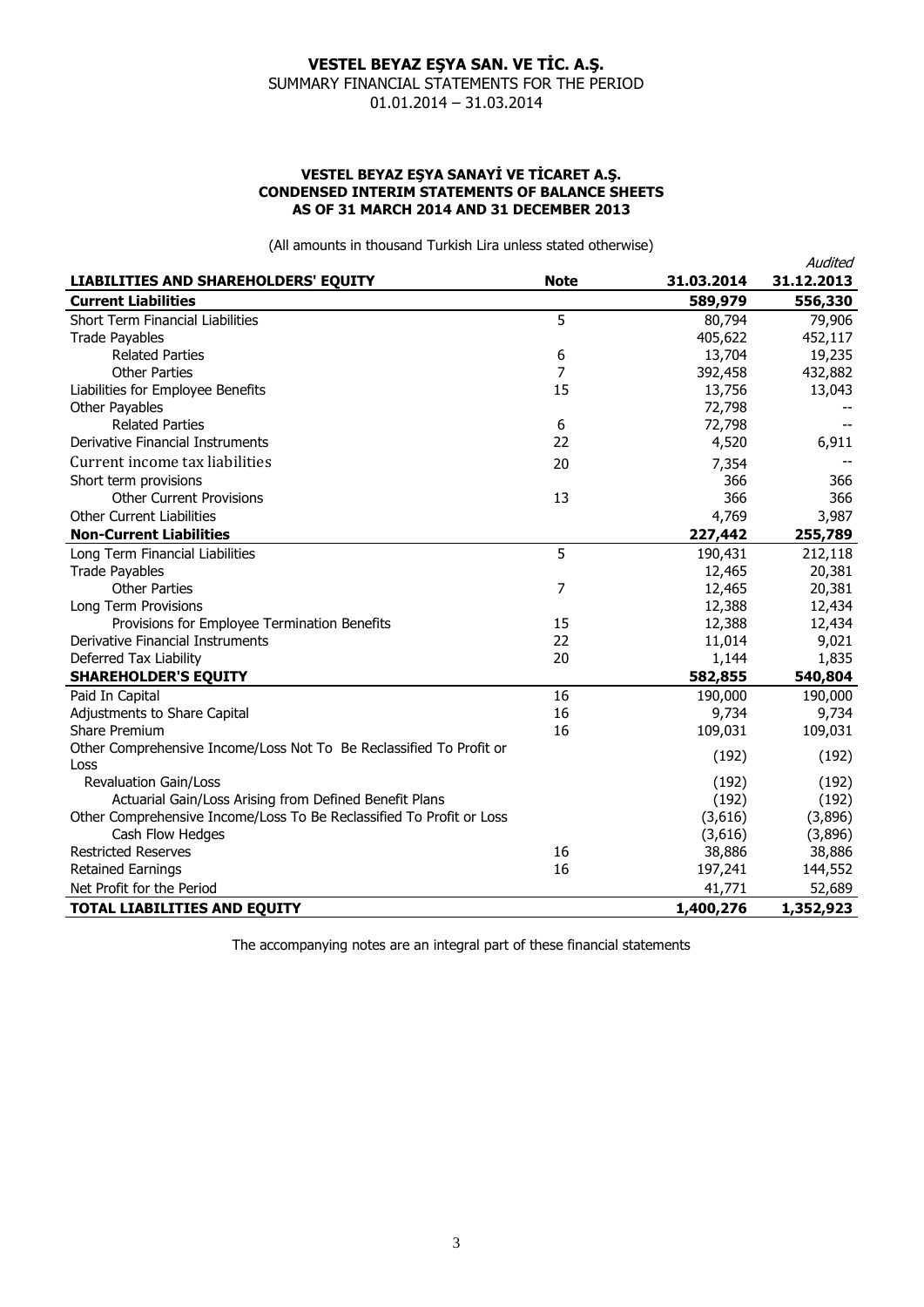# VESTEL BEYAZ EŞYA SAN. VE TİC. A.Ş.

SUMMARY FINANCIAL STATEMENTS FOR THE PERIOD
01.01.2014 – 31.03.2014

### VESTEL BEYAZ EŞYA SANAYİ VE TİCARET A.Ş.
### CONDENSED INTERIM STATEMENTS OF BALANCE SHEETS
### AS OF 31 MARCH 2014 AND 31 DECEMBER 2013

(All amounts in thousand Turkish Lira unless stated otherwise)

| LIABILITIES AND SHAREHOLDERS' EQUITY | Note | 31.03.2014 | *Audited* 31.12.2013 |
|---|---|---|---|
| **Current Liabilities** | | **589,979** | **556,330** |
| Short Term Financial Liabilities | 5 | 80,794 | 79,906 |
| Trade Payables | | 405,622 | 452,117 |
| Related Parties | 6 | 13,704 | 19,235 |
| Other Parties | 7 | 392,458 | 432,882 |
| Liabilities for Employee Benefits | 15 | 13,756 | 13,043 |
| Other Payables | | 72,798 | -- |
| Related Parties | 6 | 72,798 | -- |
| Derivative Financial Instruments | 22 | 4,520 | 6,911 |
| Current income tax liabilities | 20 | 7,354 | -- |
| Short term provisions | | 366 | 366 |
| Other Current Provisions | 13 | 366 | 366 |
| Other Current Liabilities | | 4,769 | 3,987 |
| **Non-Current Liabilities** | | **227,442** | **255,789** |
| Long Term Financial Liabilities | 5 | 190,431 | 212,118 |
| Trade Payables | | 12,465 | 20,381 |
| Other Parties | 7 | 12,465 | 20,381 |
| Long Term Provisions | | 12,388 | 12,434 |
| Provisions for Employee Termination Benefits | 15 | 12,388 | 12,434 |
| Derivative Financial Instruments | 22 | 11,014 | 9,021 |
| Deferred Tax Liability | 20 | 1,144 | 1,835 |
| **SHAREHOLDER'S EQUITY** | | **582,855** | **540,804** |
| Paid In Capital | 16 | 190,000 | 190,000 |
| Adjustments to Share Capital | 16 | 9,734 | 9,734 |
| Share Premium | 16 | 109,031 | 109,031 |
| Other Comprehensive Income/Loss Not To Be Reclassified To Profit or Loss | | (192) | (192) |
| Revaluation Gain/Loss | | (192) | (192) |
| Actuarial Gain/Loss Arising from Defined Benefit Plans | | (192) | (192) |
| Other Comprehensive Income/Loss To Be Reclassified To Profit or Loss | | (3,616) | (3,896) |
| Cash Flow Hedges | | (3,616) | (3,896) |
| Restricted Reserves | 16 | 38,886 | 38,886 |
| Retained Earnings | 16 | 197,241 | 144,552 |
| Net Profit for the Period | | 41,771 | 52,689 |
| **TOTAL LIABILITIES AND EQUITY** | | **1,400,276** | **1,352,923** |

The accompanying notes are an integral part of these financial statements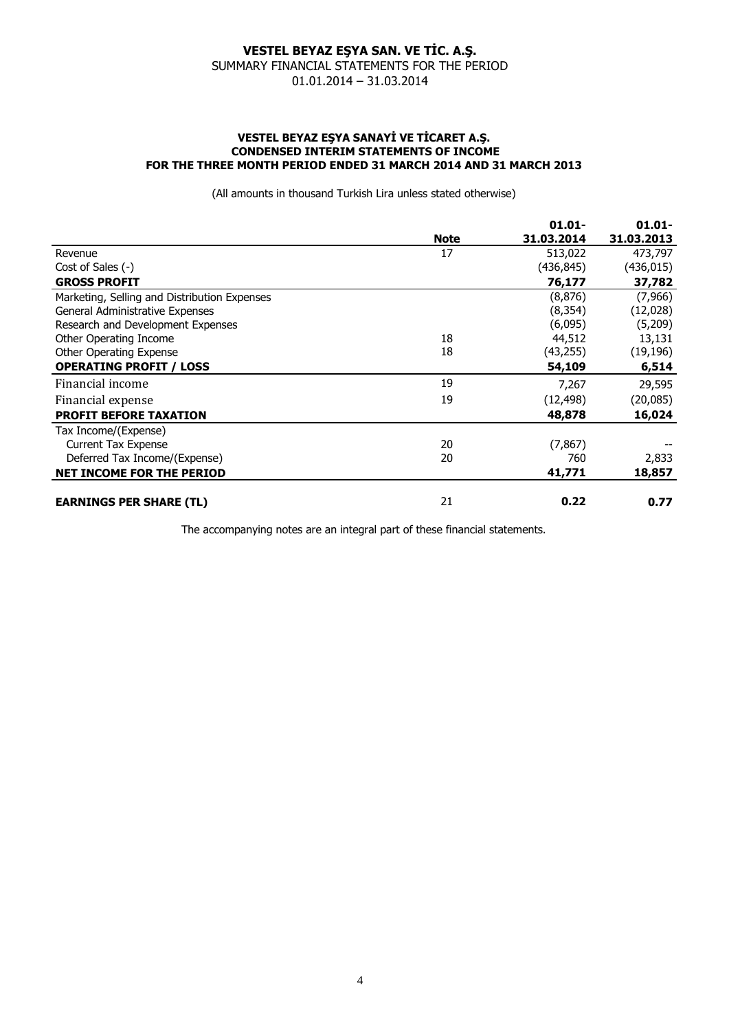# VESTEL BEYAZ EŞYA SAN. VE TİC. A.Ş.

SUMMARY FINANCIAL STATEMENTS FOR THE PERIOD
01.01.2014 – 31.03.2014

### VESTEL BEYAZ EŞYA SANAYİ VE TİCARET A.Ş.
### CONDENSED INTERIM STATEMENTS OF INCOME
### FOR THE THREE MONTH PERIOD ENDED 31 MARCH 2014 AND 31 MARCH 2013

(All amounts in thousand Turkish Lira unless stated otherwise)

| | **Note** | **01.01-31.03.2014** | **01.01-31.03.2013** |
|---|---|---|---|
| Revenue | 17 | 513,022 | 473,797 |
| Cost of Sales (-) | | (436,845) | (436,015) |
| **GROSS PROFIT** | | **76,177** | **37,782** |
| Marketing, Selling and Distribution Expenses | | (8,876) | (7,966) |
| General Administrative Expenses | | (8,354) | (12,028) |
| Research and Development Expenses | | (6,095) | (5,209) |
| Other Operating Income | 18 | 44,512 | 13,131 |
| Other Operating Expense | 18 | (43,255) | (19,196) |
| **OPERATING PROFIT / LOSS** | | **54,109** | **6,514** |
| Financial income | 19 | 7,267 | 29,595 |
| Financial expense | 19 | (12,498) | (20,085) |
| **PROFIT BEFORE TAXATION** | | **48,878** | **16,024** |
| Tax Income/(Expense) | | | |
| Current Tax Expense | 20 | (7,867) | -- |
| Deferred Tax Income/(Expense) | 20 | 760 | 2,833 |
| **NET INCOME FOR THE PERIOD** | | **41,771** | **18,857** |
| **EARNINGS PER SHARE (TL)** | 21 | **0.22** | **0.77** |

The accompanying notes are an integral part of these financial statements.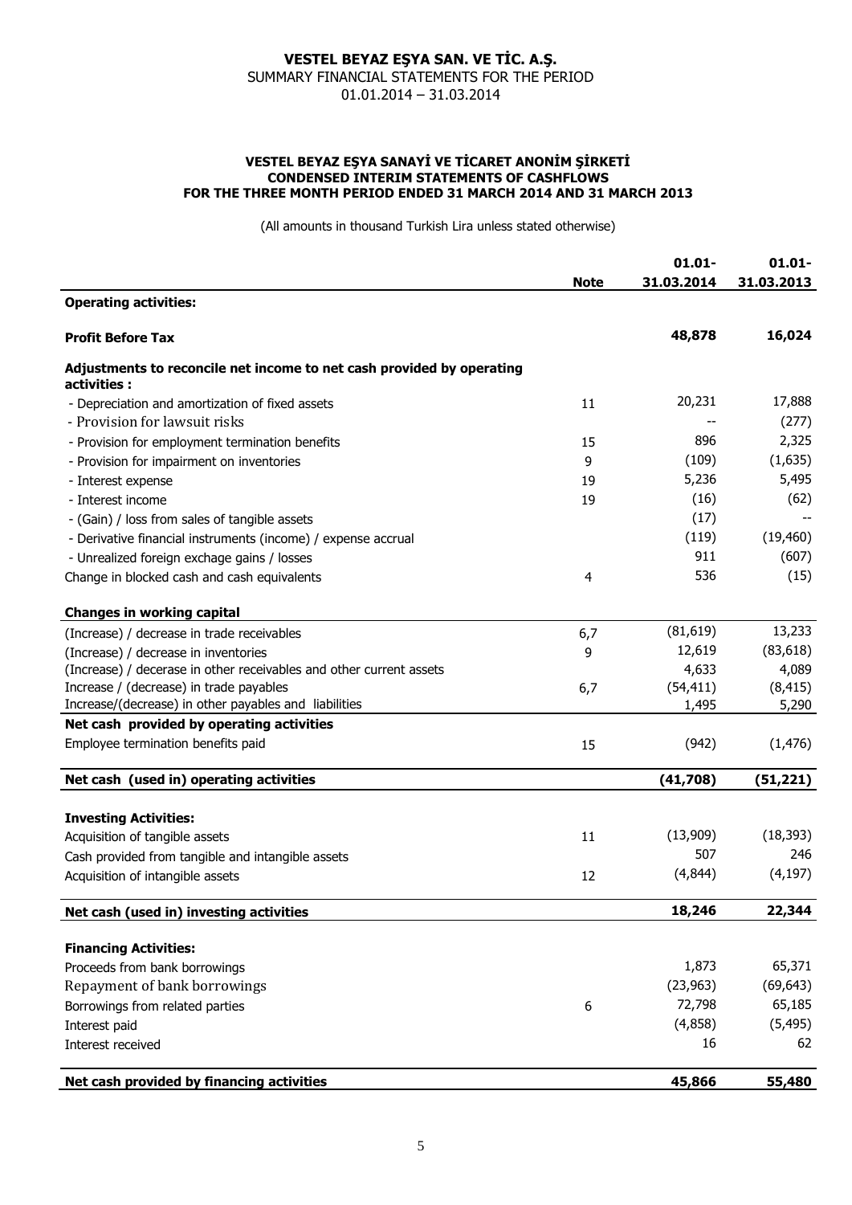**VESTEL BEYAZ EŞYA SAN. VE TİC. A.Ş.**
SUMMARY FINANCIAL STATEMENTS FOR THE PERIOD
01.01.2014 – 31.03.2014

**VESTEL BEYAZ EŞYA SANAYİ VE TİCARET ANONİM ŞİRKETİ**
**CONDENSED INTERIM STATEMENTS OF CASHFLOWS**
**FOR THE THREE MONTH PERIOD ENDED 31 MARCH 2014 AND 31 MARCH 2013**

(All amounts in thousand Turkish Lira unless stated otherwise)

| | Note | 01.01-31.03.2014 | 01.01-31.03.2013 |
|---|---|---|---|
| **Operating activities:** | | | |
| **Profit Before Tax** | | **48,878** | **16,024** |
| **Adjustments to reconcile net income to net cash provided by operating activities :** | | | |
| - Depreciation and amortization of fixed assets | 11 | 20,231 | 17,888 |
| - Provision for lawsuit risks | | -- | (277) |
| - Provision for employment termination benefits | 15 | 896 | 2,325 |
| - Provision for impairment on inventories | 9 | (109) | (1,635) |
| - Interest expense | 19 | 5,236 | 5,495 |
| - Interest income | 19 | (16) | (62) |
| - (Gain) / loss from sales of tangible assets | | (17) | -- |
| - Derivative financial instruments (income) / expense accrual | | (119) | (19,460) |
| - Unrealized foreign exchage gains / losses | | 911 | (607) |
| Change in blocked cash and cash equivalents | 4 | 536 | (15) |
| **Changes in working capital** | | | |
| (Increase) / decrease in trade receivables | 6,7 | (81,619) | 13,233 |
| (Increase) / decrease in inventories | 9 | 12,619 | (83,618) |
| (Increase) / decerase in other receivables and other current assets | | 4,633 | 4,089 |
| Increase / (decrease) in trade payables | 6,7 | (54,411) | (8,415) |
| Increase/(decrease) in other payables and liabilities | | 1,495 | 5,290 |
| **Net cash provided by operating activities** | | | |
| Employee termination benefits paid | 15 | (942) | (1,476) |
| **Net cash (used in) operating activities** | | **(41,708)** | **(51,221)** |
| **Investing Activities:** | | | |
| Acquisition of tangible assets | 11 | (13,909) | (18,393) |
| Cash provided from tangible and intangible assets | | 507 | 246 |
| Acquisition of intangible assets | 12 | (4,844) | (4,197) |
| **Net cash (used in) investing activities** | | **18,246** | **22,344** |
| **Financing Activities:** | | | |
| Proceeds from bank borrowings | | 1,873 | 65,371 |
| Repayment of bank borrowings | | (23,963) | (69,643) |
| Borrowings from related parties | 6 | 72,798 | 65,185 |
| Interest paid | | (4,858) | (5,495) |
| Interest received | | 16 | 62 |
| **Net cash provided by financing activities** | | **45,866** | **55,480** |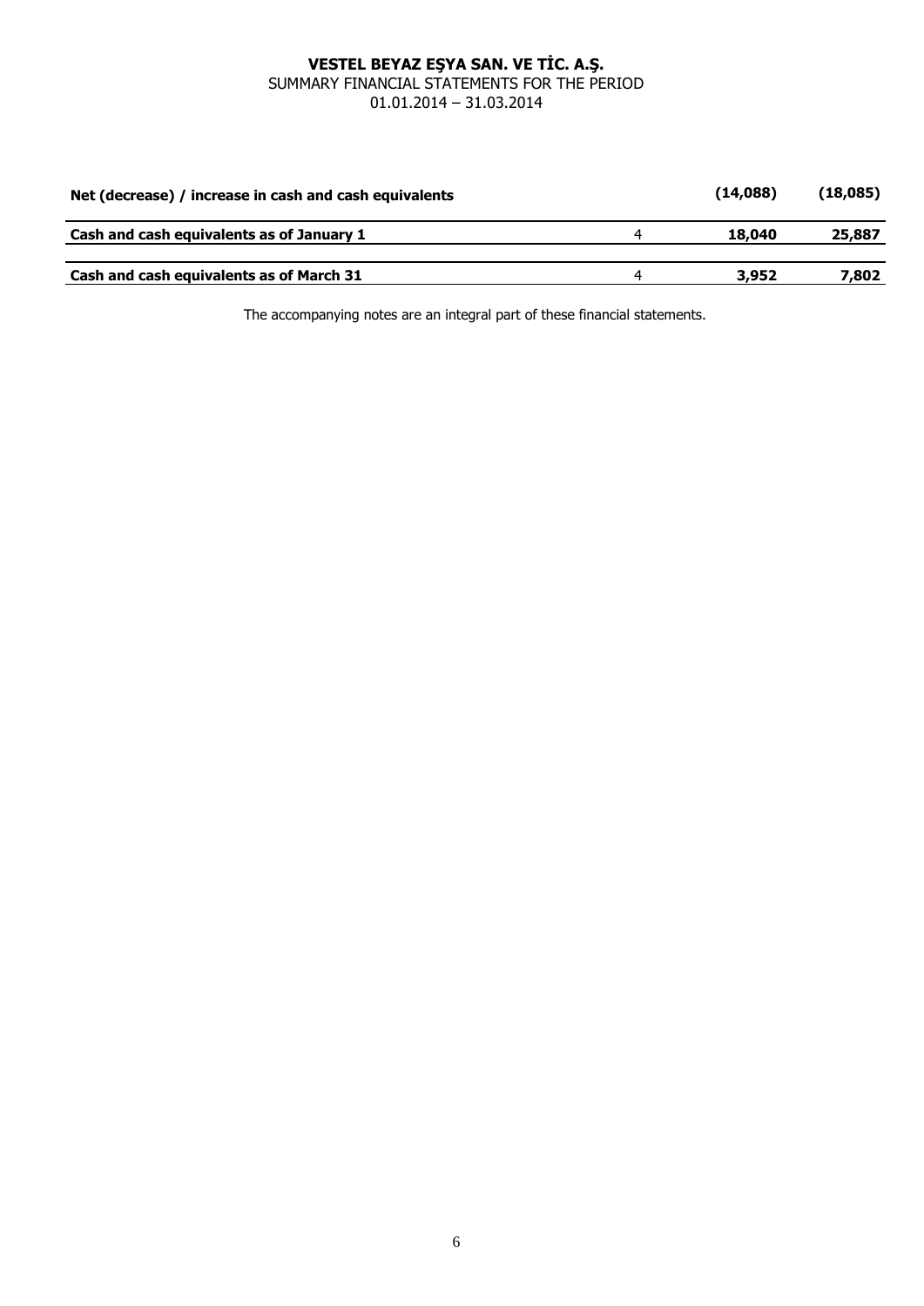**VESTEL BEYAZ EŞYA SAN. VE TİC. A.Ş.**
SUMMARY FINANCIAL STATEMENTS FOR THE PERIOD
01.01.2014 – 31.03.2014

| | | | |
|---|---|---|---|
| **Net (decrease) / increase in cash and cash equivalents** | | **(14,088)** | **(18,085)** |
| **Cash and cash equivalents as of January 1** | 4 | **18,040** | **25,887** |
| **Cash and cash equivalents as of March 31** | 4 | **3,952** | **7,802** |

The accompanying notes are an integral part of these financial statements.